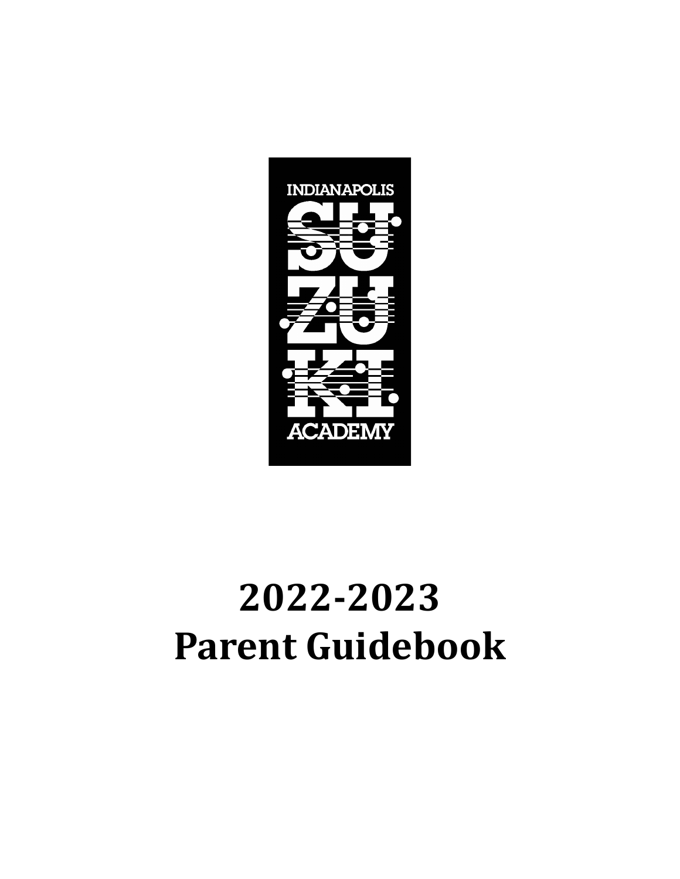INDIANAPOLIS

SU
ZU
KI

ACADEMY

# 2022-2023
# Parent Guidebook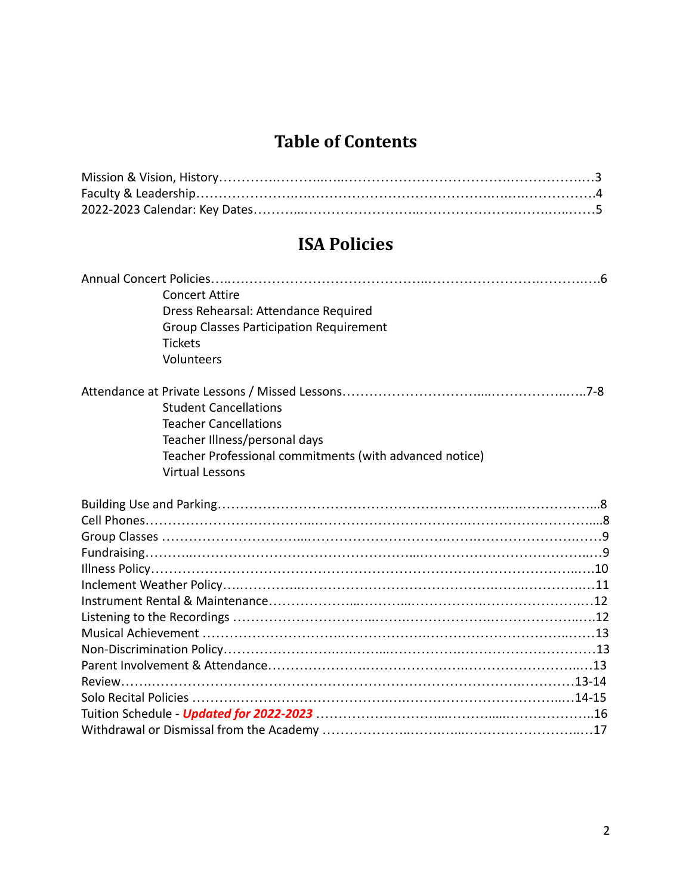# Table of Contents

Mission & Vision, History……………………………………………………………………3
Faculty & Leadership……………………………………………………………………………4
2022-2023 Calendar: Key Dates…………………………………………………………………5

# ISA Policies

Annual Concert Policies……………………………………………………………………………6
- Concert Attire
- Dress Rehearsal: Attendance Required
- Group Classes Participation Requirement
- Tickets
- Volunteers

Attendance at Private Lessons / Missed Lessons………………………………………………7-8
- Student Cancellations
- Teacher Cancellations
- Teacher Illness/personal days
- Teacher Professional commitments (with advanced notice)
- Virtual Lessons

Building Use and Parking…………………………………………………………………………8
Cell Phones………………………………………………………………………………………8
Group Classes ……………………………………………………………………………………9
Fundraising………………………………………………………………………………………9
Illness Policy………………………………………………………………………………………10
Inclement Weather Policy…………………………………………………………………………11
Instrument Rental & Maintenance…………………………………………………………………12
Listening to the Recordings ………………………………………………………………………12
Musical Achievement ……………………………………………………………………………13
Non-Discrimination Policy…………………………………………………………………………13
Parent Involvement & Attendance…………………………………………………………………13
Review………………………………………………………………………………………13-14
Solo Recital Policies ……………………………………………………………………………14-15
Tuition Schedule - ***Updated for 2022-2023*** ……………………………………………………16
Withdrawal or Dismissal from the Academy ………………………………………………………17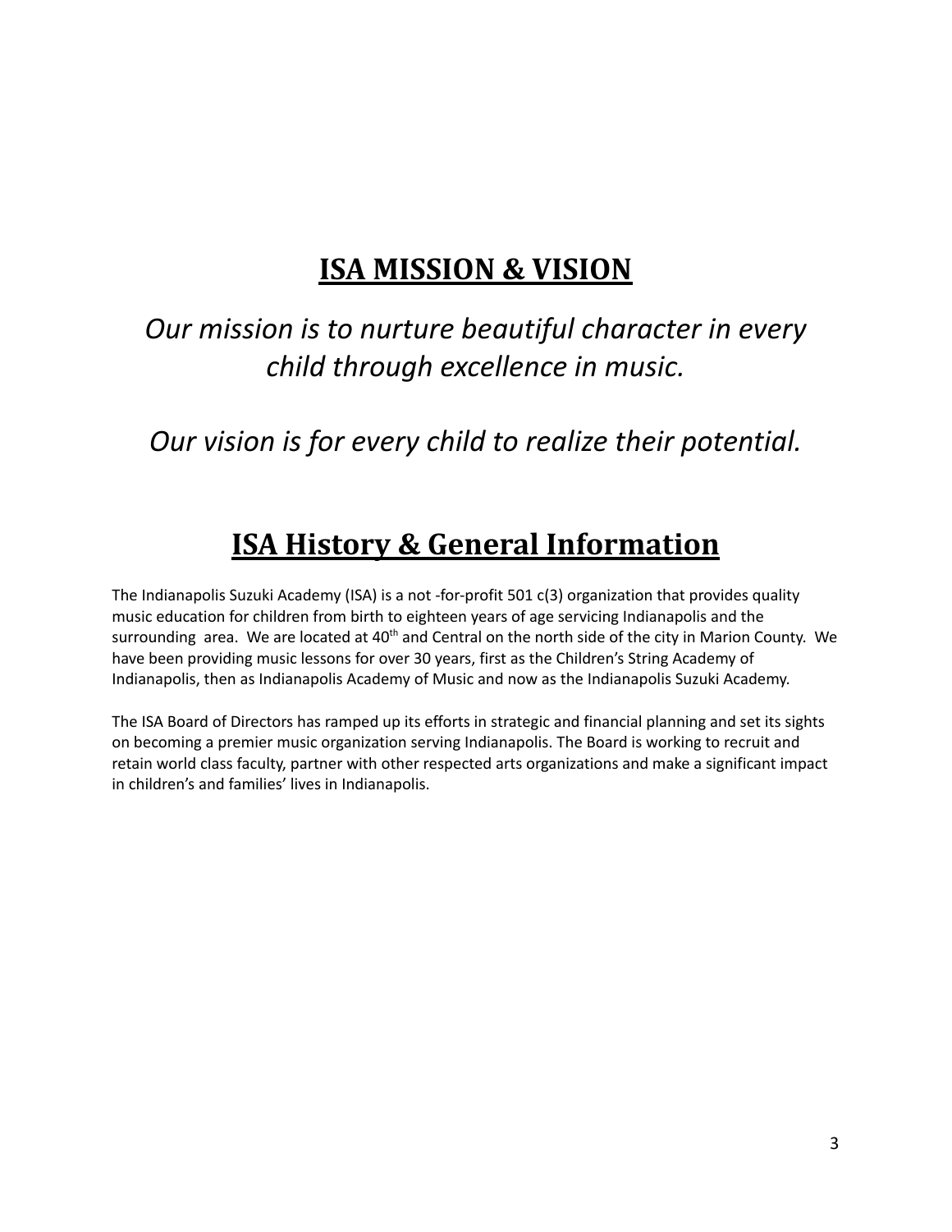## ISA MISSION & VISION

*Our mission is to nurture beautiful character in every child through excellence in music.*

*Our vision is for every child to realize their potential.*

## ISA History & General Information

The Indianapolis Suzuki Academy (ISA) is a not -for-profit 501 c(3) organization that provides quality music education for children from birth to eighteen years of age servicing Indianapolis and the surrounding area. We are located at 40th and Central on the north side of the city in Marion County. We have been providing music lessons for over 30 years, first as the Children's String Academy of Indianapolis, then as Indianapolis Academy of Music and now as the Indianapolis Suzuki Academy.

The ISA Board of Directors has ramped up its efforts in strategic and financial planning and set its sights on becoming a premier music organization serving Indianapolis. The Board is working to recruit and retain world class faculty, partner with other respected arts organizations and make a significant impact in children's and families' lives in Indianapolis.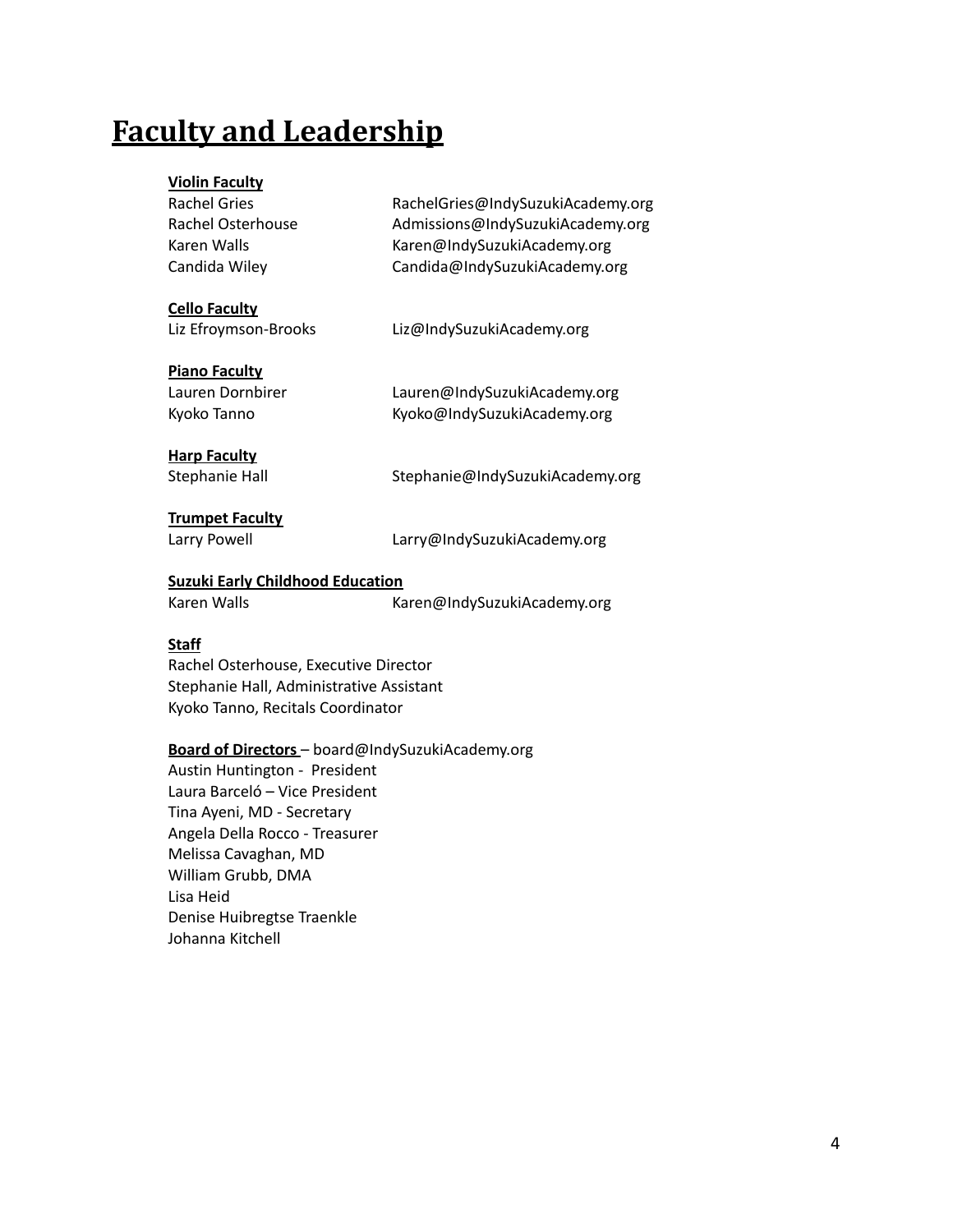# Faculty and Leadership

**Violin Faculty**

Rachel Gries RachelGries@IndySuzukiAcademy.org
Rachel Osterhouse Admissions@IndySuzukiAcademy.org
Karen Walls Karen@IndySuzukiAcademy.org
Candida Wiley Candida@IndySuzukiAcademy.org

**Cello Faculty**

Liz Efroymson-Brooks Liz@IndySuzukiAcademy.org

**Piano Faculty**

Lauren Dornbirer Lauren@IndySuzukiAcademy.org
Kyoko Tanno Kyoko@IndySuzukiAcademy.org

**Harp Faculty**

Stephanie Hall Stephanie@IndySuzukiAcademy.org

**Trumpet Faculty**

Larry Powell Larry@IndySuzukiAcademy.org

**Suzuki Early Childhood Education**

Karen Walls Karen@IndySuzukiAcademy.org

**Staff**

Rachel Osterhouse, Executive Director
Stephanie Hall, Administrative Assistant
Kyoko Tanno, Recitals Coordinator

**Board of Directors** – board@IndySuzukiAcademy.org

Austin Huntington - President
Laura Barceló – Vice President
Tina Ayeni, MD - Secretary
Angela Della Rocco - Treasurer
Melissa Cavaghan, MD
William Grubb, DMA
Lisa Heid
Denise Huibregtse Traenkle
Johanna Kitchell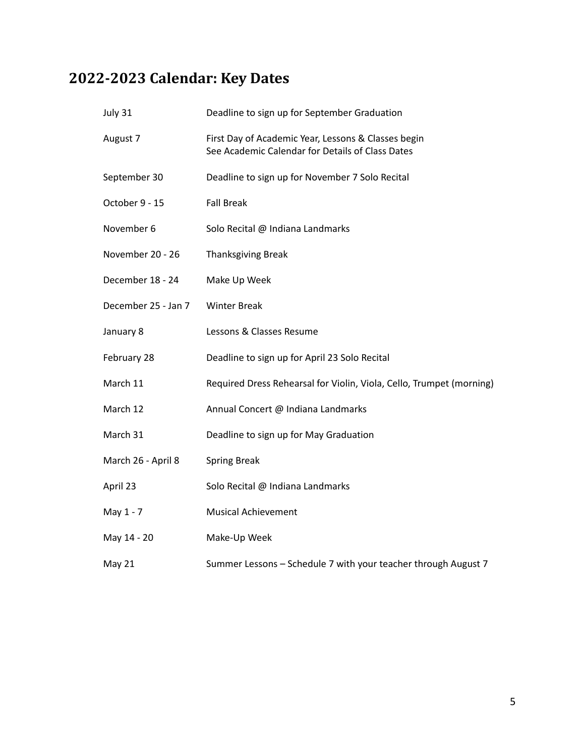## 2022-2023 Calendar: Key Dates

| | |
|---|---|
| July 31 | Deadline to sign up for September Graduation |
| August 7 | First Day of Academic Year, Lessons & Classes begin<br>See Academic Calendar for Details of Class Dates |
| September 30 | Deadline to sign up for November 7 Solo Recital |
| October 9 - 15 | Fall Break |
| November 6 | Solo Recital @ Indiana Landmarks |
| November 20 - 26 | Thanksgiving Break |
| December 18 - 24 | Make Up Week |
| December 25 - Jan 7 | Winter Break |
| January 8 | Lessons & Classes Resume |
| February 28 | Deadline to sign up for April 23 Solo Recital |
| March 11 | Required Dress Rehearsal for Violin, Viola, Cello, Trumpet (morning) |
| March 12 | Annual Concert @ Indiana Landmarks |
| March 31 | Deadline to sign up for May Graduation |
| March 26 - April 8 | Spring Break |
| April 23 | Solo Recital @ Indiana Landmarks |
| May 1 - 7 | Musical Achievement |
| May 14 - 20 | Make-Up Week |
| May 21 | Summer Lessons – Schedule 7 with your teacher through August 7 |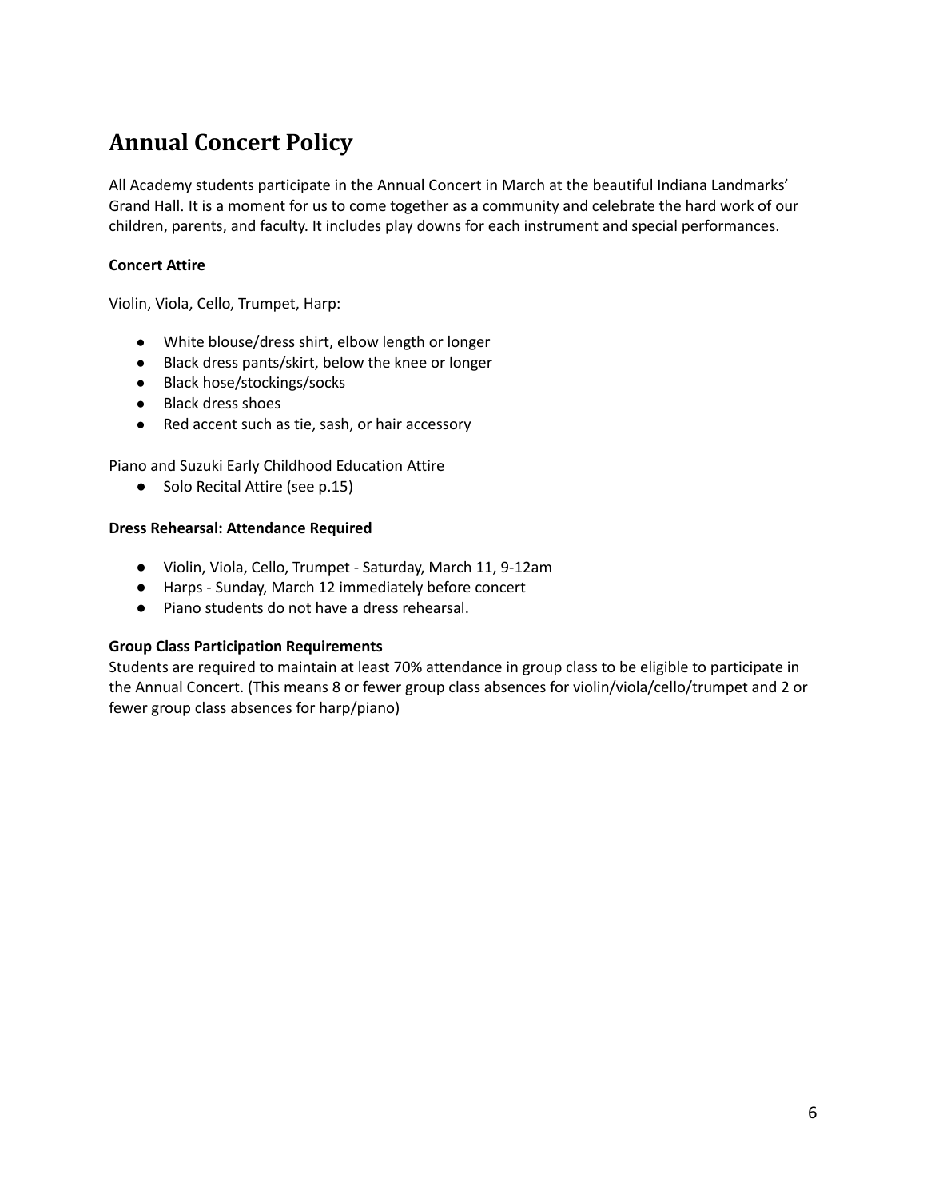# Annual Concert Policy

All Academy students participate in the Annual Concert in March at the beautiful Indiana Landmarks' Grand Hall. It is a moment for us to come together as a community and celebrate the hard work of our children, parents, and faculty. It includes play downs for each instrument and special performances.

**Concert Attire**

Violin, Viola, Cello, Trumpet, Harp:

- White blouse/dress shirt, elbow length or longer
- Black dress pants/skirt, below the knee or longer
- Black hose/stockings/socks
- Black dress shoes
- Red accent such as tie, sash, or hair accessory

Piano and Suzuki Early Childhood Education Attire

- Solo Recital Attire (see p.15)

**Dress Rehearsal: Attendance Required**

- Violin, Viola, Cello, Trumpet - Saturday, March 11, 9-12am
- Harps - Sunday, March 12 immediately before concert
- Piano students do not have a dress rehearsal.

**Group Class Participation Requirements**

Students are required to maintain at least 70% attendance in group class to be eligible to participate in the Annual Concert. (This means 8 or fewer group class absences for violin/viola/cello/trumpet and 2 or fewer group class absences for harp/piano)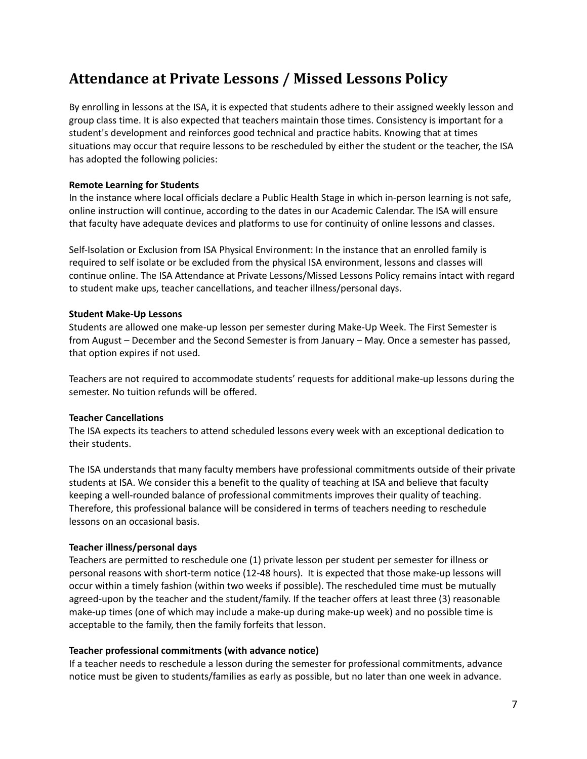# Attendance at Private Lessons / Missed Lessons Policy

By enrolling in lessons at the ISA, it is expected that students adhere to their assigned weekly lesson and group class time. It is also expected that teachers maintain those times. Consistency is important for a student's development and reinforces good technical and practice habits. Knowing that at times situations may occur that require lessons to be rescheduled by either the student or the teacher, the ISA has adopted the following policies:

**Remote Learning for Students**

In the instance where local officials declare a Public Health Stage in which in-person learning is not safe, online instruction will continue, according to the dates in our Academic Calendar. The ISA will ensure that faculty have adequate devices and platforms to use for continuity of online lessons and classes.

Self-Isolation or Exclusion from ISA Physical Environment: In the instance that an enrolled family is required to self isolate or be excluded from the physical ISA environment, lessons and classes will continue online. The ISA Attendance at Private Lessons/Missed Lessons Policy remains intact with regard to student make ups, teacher cancellations, and teacher illness/personal days.

**Student Make-Up Lessons**

Students are allowed one make-up lesson per semester during Make-Up Week. The First Semester is from August – December and the Second Semester is from January – May. Once a semester has passed, that option expires if not used.

Teachers are not required to accommodate students' requests for additional make-up lessons during the semester. No tuition refunds will be offered.

**Teacher Cancellations**

The ISA expects its teachers to attend scheduled lessons every week with an exceptional dedication to their students.

The ISA understands that many faculty members have professional commitments outside of their private students at ISA. We consider this a benefit to the quality of teaching at ISA and believe that faculty keeping a well-rounded balance of professional commitments improves their quality of teaching. Therefore, this professional balance will be considered in terms of teachers needing to reschedule lessons on an occasional basis.

**Teacher illness/personal days**

Teachers are permitted to reschedule one (1) private lesson per student per semester for illness or personal reasons with short-term notice (12-48 hours). It is expected that those make-up lessons will occur within a timely fashion (within two weeks if possible). The rescheduled time must be mutually agreed-upon by the teacher and the student/family. If the teacher offers at least three (3) reasonable make-up times (one of which may include a make-up during make-up week) and no possible time is acceptable to the family, then the family forfeits that lesson.

**Teacher professional commitments (with advance notice)**

If a teacher needs to reschedule a lesson during the semester for professional commitments, advance notice must be given to students/families as early as possible, but no later than one week in advance.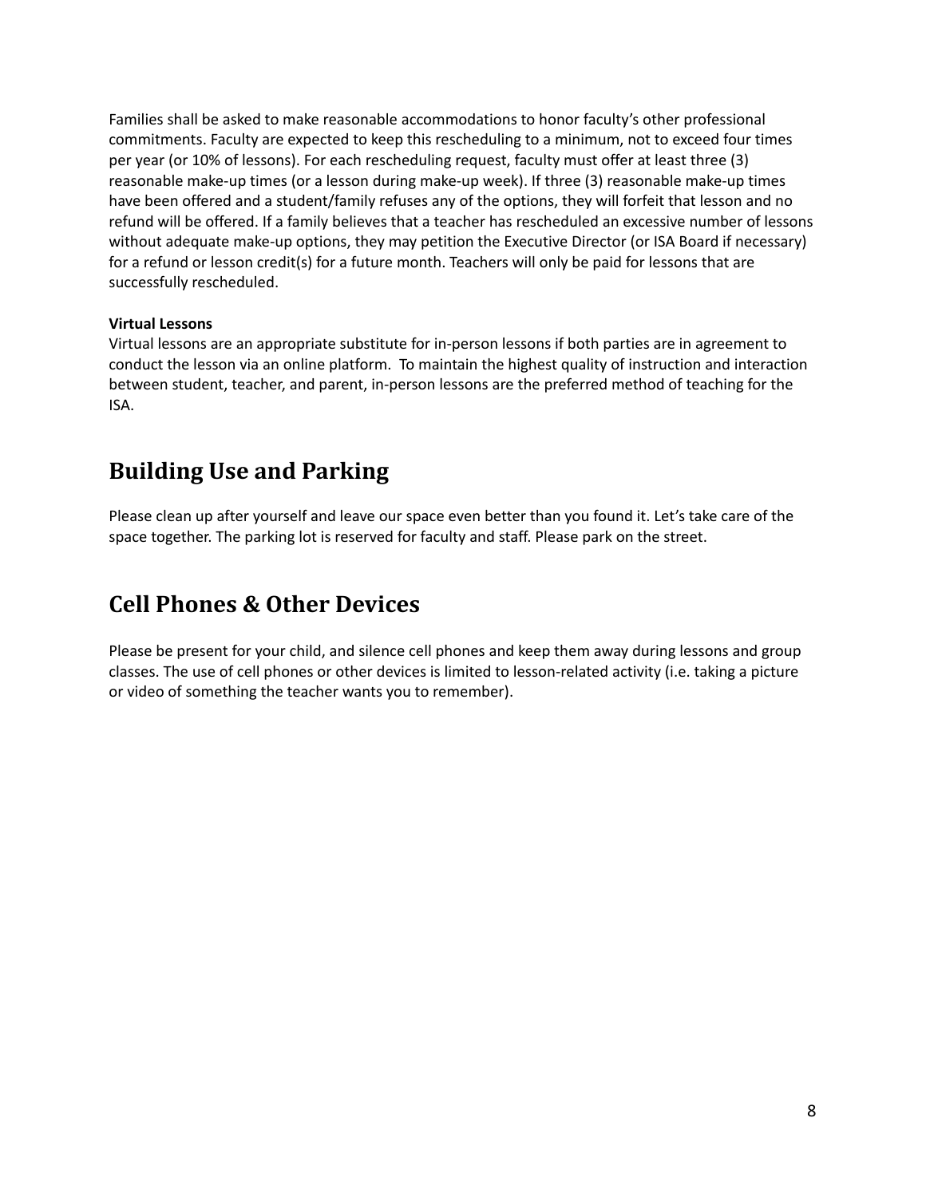Families shall be asked to make reasonable accommodations to honor faculty's other professional commitments. Faculty are expected to keep this rescheduling to a minimum, not to exceed four times per year (or 10% of lessons). For each rescheduling request, faculty must offer at least three (3) reasonable make-up times (or a lesson during make-up week). If three (3) reasonable make-up times have been offered and a student/family refuses any of the options, they will forfeit that lesson and no refund will be offered. If a family believes that a teacher has rescheduled an excessive number of lessons without adequate make-up options, they may petition the Executive Director (or ISA Board if necessary) for a refund or lesson credit(s) for a future month. Teachers will only be paid for lessons that are successfully rescheduled.

**Virtual Lessons**

Virtual lessons are an appropriate substitute for in-person lessons if both parties are in agreement to conduct the lesson via an online platform. To maintain the highest quality of instruction and interaction between student, teacher, and parent, in-person lessons are the preferred method of teaching for the ISA.

## Building Use and Parking

Please clean up after yourself and leave our space even better than you found it. Let's take care of the space together. The parking lot is reserved for faculty and staff. Please park on the street.

## Cell Phones & Other Devices

Please be present for your child, and silence cell phones and keep them away during lessons and group classes. The use of cell phones or other devices is limited to lesson-related activity (i.e. taking a picture or video of something the teacher wants you to remember).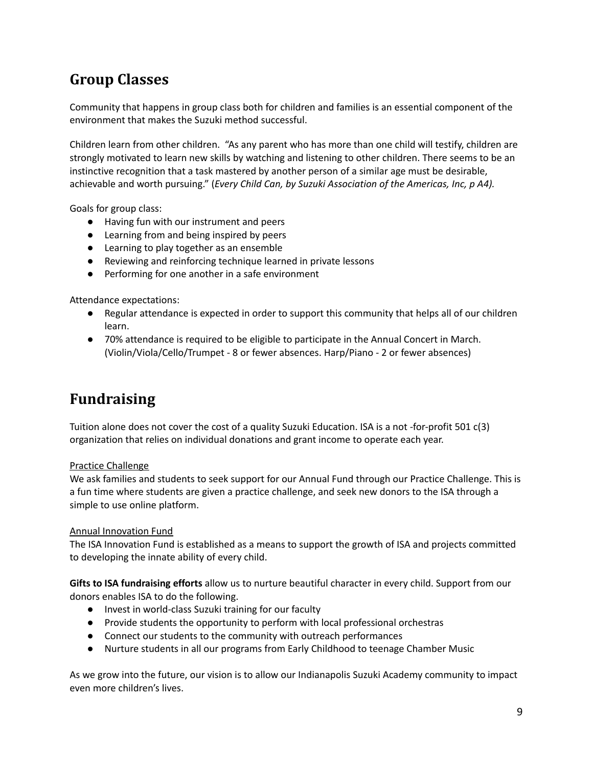## Group Classes

Community that happens in group class both for children and families is an essential component of the environment that makes the Suzuki method successful.

Children learn from other children. "As any parent who has more than one child will testify, children are strongly motivated to learn new skills by watching and listening to other children. There seems to be an instinctive recognition that a task mastered by another person of a similar age must be desirable, achievable and worth pursuing." (*Every Child Can, by Suzuki Association of the Americas, Inc, p A4).*

Goals for group class:

- Having fun with our instrument and peers
- Learning from and being inspired by peers
- Learning to play together as an ensemble
- Reviewing and reinforcing technique learned in private lessons
- Performing for one another in a safe environment

Attendance expectations:

- Regular attendance is expected in order to support this community that helps all of our children learn.
- 70% attendance is required to be eligible to participate in the Annual Concert in March. (Violin/Viola/Cello/Trumpet - 8 or fewer absences. Harp/Piano - 2 or fewer absences)

## Fundraising

Tuition alone does not cover the cost of a quality Suzuki Education. ISA is a not -for-profit 501 c(3) organization that relies on individual donations and grant income to operate each year.

<u>Practice Challenge</u>

We ask families and students to seek support for our Annual Fund through our Practice Challenge. This is a fun time where students are given a practice challenge, and seek new donors to the ISA through a simple to use online platform.

<u>Annual Innovation Fund</u>

The ISA Innovation Fund is established as a means to support the growth of ISA and projects committed to developing the innate ability of every child.

**Gifts to ISA fundraising efforts** allow us to nurture beautiful character in every child. Support from our donors enables ISA to do the following.

- Invest in world-class Suzuki training for our faculty
- Provide students the opportunity to perform with local professional orchestras
- Connect our students to the community with outreach performances
- Nurture students in all our programs from Early Childhood to teenage Chamber Music

As we grow into the future, our vision is to allow our Indianapolis Suzuki Academy community to impact even more children's lives.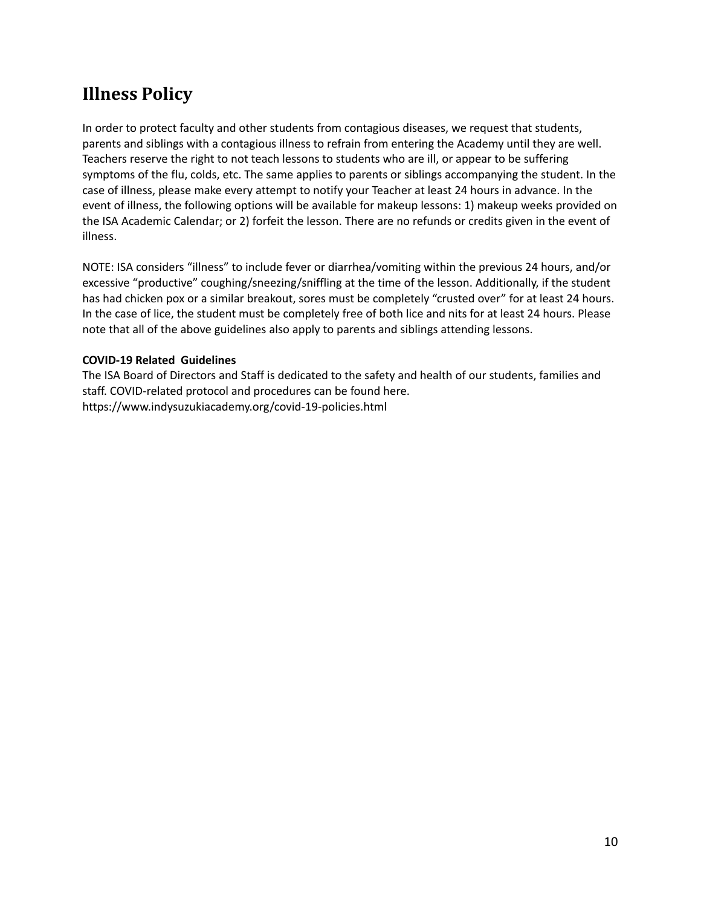## Illness Policy

In order to protect faculty and other students from contagious diseases, we request that students, parents and siblings with a contagious illness to refrain from entering the Academy until they are well. Teachers reserve the right to not teach lessons to students who are ill, or appear to be suffering symptoms of the flu, colds, etc. The same applies to parents or siblings accompanying the student. In the case of illness, please make every attempt to notify your Teacher at least 24 hours in advance. In the event of illness, the following options will be available for makeup lessons: 1) makeup weeks provided on the ISA Academic Calendar; or 2) forfeit the lesson. There are no refunds or credits given in the event of illness.

NOTE: ISA considers "illness" to include fever or diarrhea/vomiting within the previous 24 hours, and/or excessive "productive" coughing/sneezing/sniffling at the time of the lesson. Additionally, if the student has had chicken pox or a similar breakout, sores must be completely "crusted over" for at least 24 hours. In the case of lice, the student must be completely free of both lice and nits for at least 24 hours. Please note that all of the above guidelines also apply to parents and siblings attending lessons.

**COVID-19 Related Guidelines**

The ISA Board of Directors and Staff is dedicated to the safety and health of our students, families and staff. COVID-related protocol and procedures can be found here.
https://www.indysuzukiacademy.org/covid-19-policies.html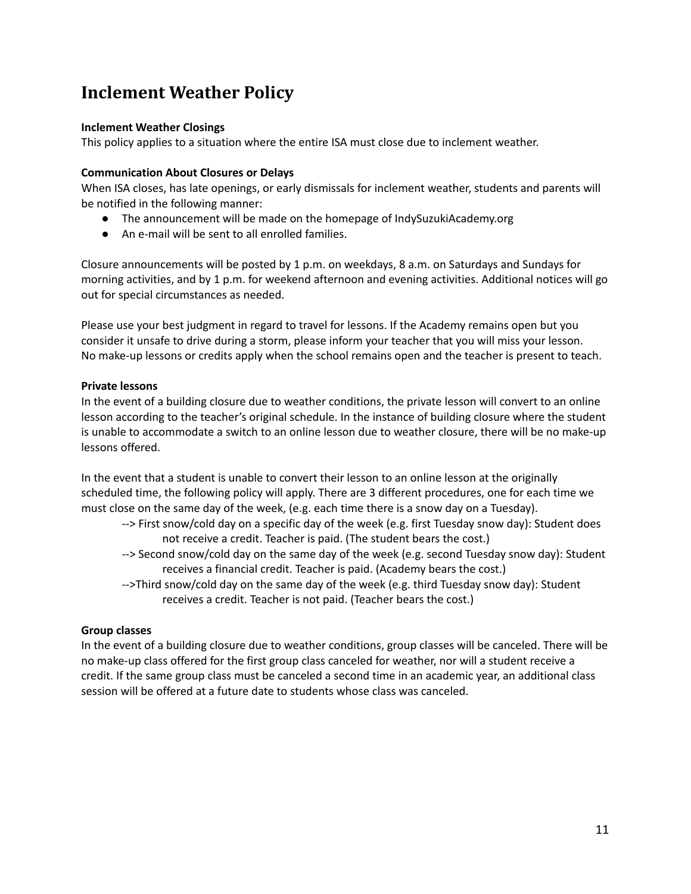# Inclement Weather Policy

**Inclement Weather Closings**
This policy applies to a situation where the entire ISA must close due to inclement weather.

**Communication About Closures or Delays**
When ISA closes, has late openings, or early dismissals for inclement weather, students and parents will be notified in the following manner:

- The announcement will be made on the homepage of IndySuzukiAcademy.org
- An e-mail will be sent to all enrolled families.

Closure announcements will be posted by 1 p.m. on weekdays, 8 a.m. on Saturdays and Sundays for morning activities, and by 1 p.m. for weekend afternoon and evening activities. Additional notices will go out for special circumstances as needed.

Please use your best judgment in regard to travel for lessons. If the Academy remains open but you consider it unsafe to drive during a storm, please inform your teacher that you will miss your lesson. No make-up lessons or credits apply when the school remains open and the teacher is present to teach.

**Private lessons**
In the event of a building closure due to weather conditions, the private lesson will convert to an online lesson according to the teacher's original schedule. In the instance of building closure where the student is unable to accommodate a switch to an online lesson due to weather closure, there will be no make-up lessons offered.

In the event that a student is unable to convert their lesson to an online lesson at the originally scheduled time, the following policy will apply. There are 3 different procedures, one for each time we must close on the same day of the week, (e.g. each time there is a snow day on a Tuesday).

--> First snow/cold day on a specific day of the week (e.g. first Tuesday snow day): Student does not receive a credit. Teacher is paid. (The student bears the cost.)

--> Second snow/cold day on the same day of the week (e.g. second Tuesday snow day): Student receives a financial credit. Teacher is paid. (Academy bears the cost.)

-->Third snow/cold day on the same day of the week (e.g. third Tuesday snow day): Student receives a credit. Teacher is not paid. (Teacher bears the cost.)

**Group classes**
In the event of a building closure due to weather conditions, group classes will be canceled. There will be no make-up class offered for the first group class canceled for weather, nor will a student receive a credit. If the same group class must be canceled a second time in an academic year, an additional class session will be offered at a future date to students whose class was canceled.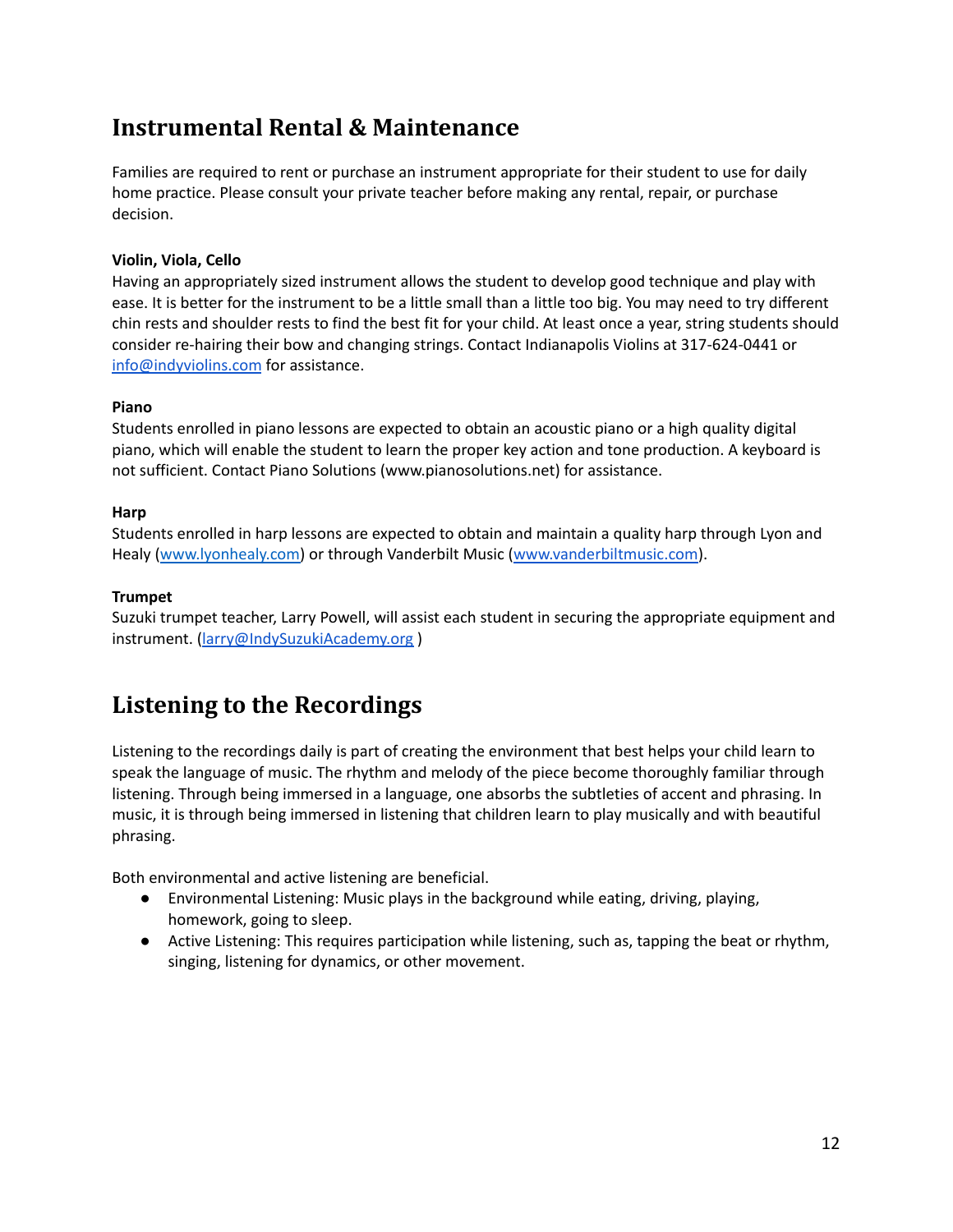## Instrumental Rental & Maintenance

Families are required to rent or purchase an instrument appropriate for their student to use for daily home practice. Please consult your private teacher before making any rental, repair, or purchase decision.

**Violin, Viola, Cello**

Having an appropriately sized instrument allows the student to develop good technique and play with ease. It is better for the instrument to be a little small than a little too big. You may need to try different chin rests and shoulder rests to find the best fit for your child. At least once a year, string students should consider re-hairing their bow and changing strings. Contact Indianapolis Violins at 317-624-0441 or info@indyviolins.com for assistance.

**Piano**

Students enrolled in piano lessons are expected to obtain an acoustic piano or a high quality digital piano, which will enable the student to learn the proper key action and tone production. A keyboard is not sufficient. Contact Piano Solutions (www.pianosolutions.net) for assistance.

**Harp**

Students enrolled in harp lessons are expected to obtain and maintain a quality harp through Lyon and Healy (www.lyonhealy.com) or through Vanderbilt Music (www.vanderbiltmusic.com).

**Trumpet**

Suzuki trumpet teacher, Larry Powell, will assist each student in securing the appropriate equipment and instrument. (larry@IndySuzukiAcademy.org )

## Listening to the Recordings

Listening to the recordings daily is part of creating the environment that best helps your child learn to speak the language of music. The rhythm and melody of the piece become thoroughly familiar through listening. Through being immersed in a language, one absorbs the subtleties of accent and phrasing. In music, it is through being immersed in listening that children learn to play musically and with beautiful phrasing.

Both environmental and active listening are beneficial.

- Environmental Listening: Music plays in the background while eating, driving, playing, homework, going to sleep.
- Active Listening: This requires participation while listening, such as, tapping the beat or rhythm, singing, listening for dynamics, or other movement.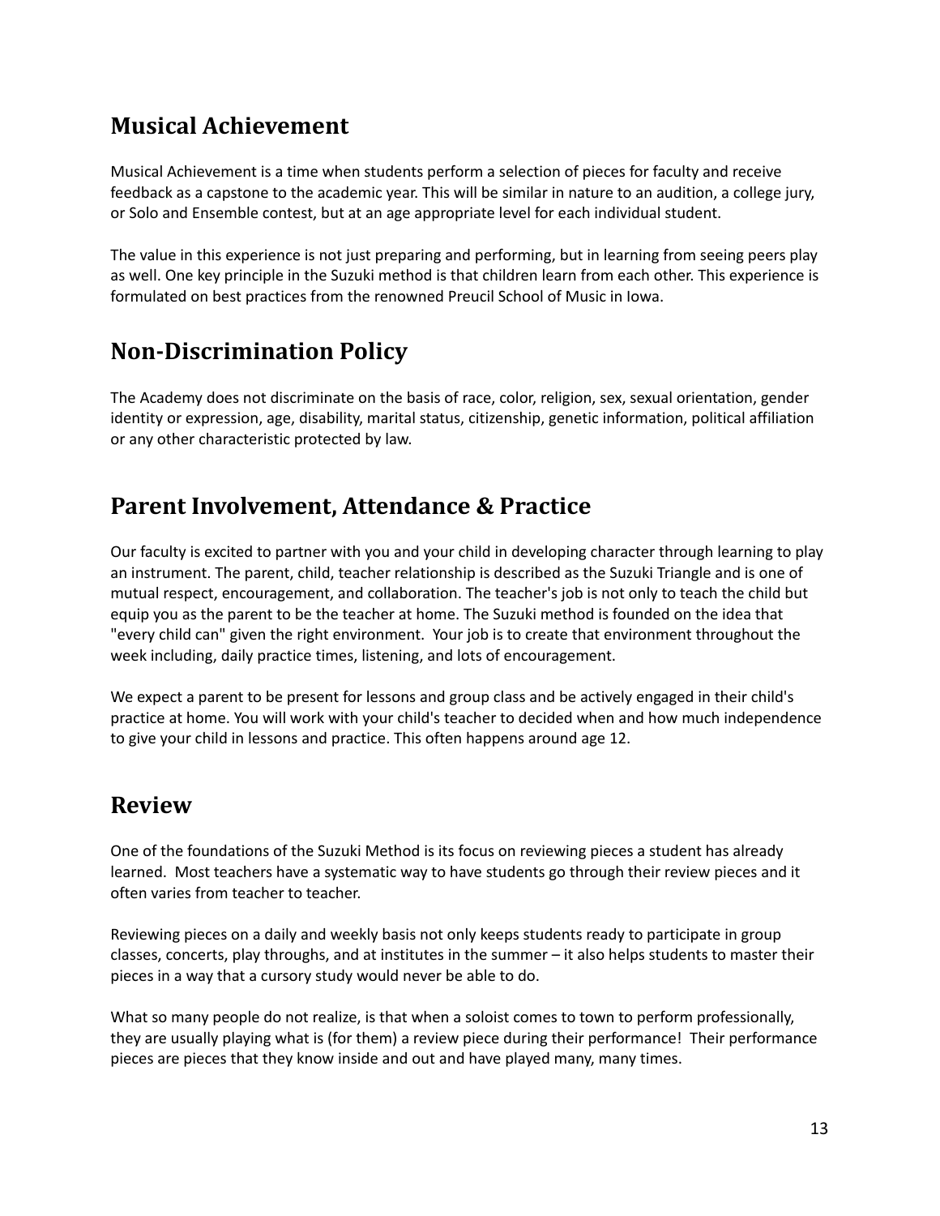## Musical Achievement

Musical Achievement is a time when students perform a selection of pieces for faculty and receive feedback as a capstone to the academic year. This will be similar in nature to an audition, a college jury, or Solo and Ensemble contest, but at an age appropriate level for each individual student.

The value in this experience is not just preparing and performing, but in learning from seeing peers play as well. One key principle in the Suzuki method is that children learn from each other. This experience is formulated on best practices from the renowned Preucil School of Music in Iowa.

## Non-Discrimination Policy

The Academy does not discriminate on the basis of race, color, religion, sex, sexual orientation, gender identity or expression, age, disability, marital status, citizenship, genetic information, political affiliation or any other characteristic protected by law.

## Parent Involvement, Attendance & Practice

Our faculty is excited to partner with you and your child in developing character through learning to play an instrument. The parent, child, teacher relationship is described as the Suzuki Triangle and is one of mutual respect, encouragement, and collaboration. The teacher's job is not only to teach the child but equip you as the parent to be the teacher at home. The Suzuki method is founded on the idea that "every child can" given the right environment. Your job is to create that environment throughout the week including, daily practice times, listening, and lots of encouragement.

We expect a parent to be present for lessons and group class and be actively engaged in their child's practice at home. You will work with your child's teacher to decided when and how much independence to give your child in lessons and practice. This often happens around age 12.

## Review

One of the foundations of the Suzuki Method is its focus on reviewing pieces a student has already learned. Most teachers have a systematic way to have students go through their review pieces and it often varies from teacher to teacher.

Reviewing pieces on a daily and weekly basis not only keeps students ready to participate in group classes, concerts, play throughs, and at institutes in the summer – it also helps students to master their pieces in a way that a cursory study would never be able to do.

What so many people do not realize, is that when a soloist comes to town to perform professionally, they are usually playing what is (for them) a review piece during their performance! Their performance pieces are pieces that they know inside and out and have played many, many times.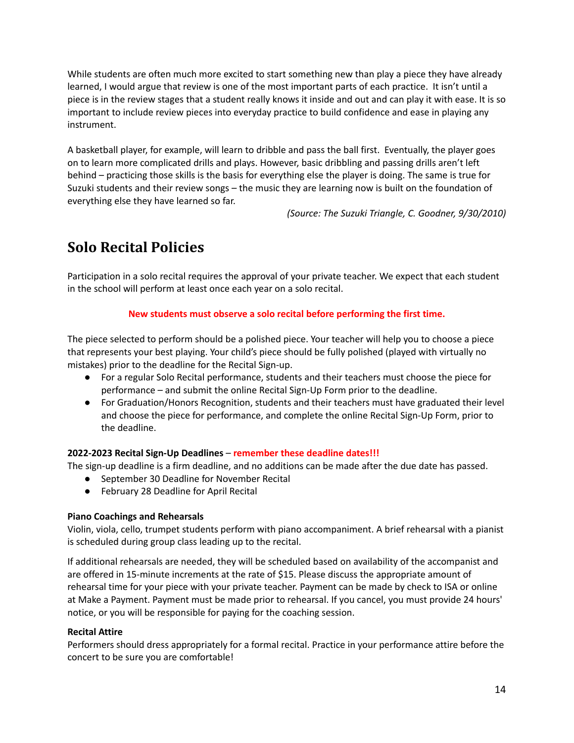While students are often much more excited to start something new than play a piece they have already learned, I would argue that review is one of the most important parts of each practice. It isn't until a piece is in the review stages that a student really knows it inside and out and can play it with ease. It is so important to include review pieces into everyday practice to build confidence and ease in playing any instrument.

A basketball player, for example, will learn to dribble and pass the ball first. Eventually, the player goes on to learn more complicated drills and plays. However, basic dribbling and passing drills aren't left behind – practicing those skills is the basis for everything else the player is doing. The same is true for Suzuki students and their review songs – the music they are learning now is built on the foundation of everything else they have learned so far.

*(Source: The Suzuki Triangle, C. Goodner, 9/30/2010)*

# Solo Recital Policies

Participation in a solo recital requires the approval of your private teacher. We expect that each student in the school will perform at least once each year on a solo recital.

**New students must observe a solo recital before performing the first time.**

The piece selected to perform should be a polished piece. Your teacher will help you to choose a piece that represents your best playing. Your child's piece should be fully polished (played with virtually no mistakes) prior to the deadline for the Recital Sign-up.

- For a regular Solo Recital performance, students and their teachers must choose the piece for performance – and submit the online Recital Sign-Up Form prior to the deadline.
- For Graduation/Honors Recognition, students and their teachers must have graduated their level and choose the piece for performance, and complete the online Recital Sign-Up Form, prior to the deadline.

**2022-2023 Recital Sign-Up Deadlines** – **remember these deadline dates!!!**
The sign-up deadline is a firm deadline, and no additions can be made after the due date has passed.

- September 30 Deadline for November Recital
- February 28 Deadline for April Recital

**Piano Coachings and Rehearsals**
Violin, viola, cello, trumpet students perform with piano accompaniment. A brief rehearsal with a pianist is scheduled during group class leading up to the recital.

If additional rehearsals are needed, they will be scheduled based on availability of the accompanist and are offered in 15-minute increments at the rate of $15. Please discuss the appropriate amount of rehearsal time for your piece with your private teacher. Payment can be made by check to ISA or online at Make a Payment. Payment must be made prior to rehearsal. If you cancel, you must provide 24 hours' notice, or you will be responsible for paying for the coaching session.

**Recital Attire**
Performers should dress appropriately for a formal recital. Practice in your performance attire before the concert to be sure you are comfortable!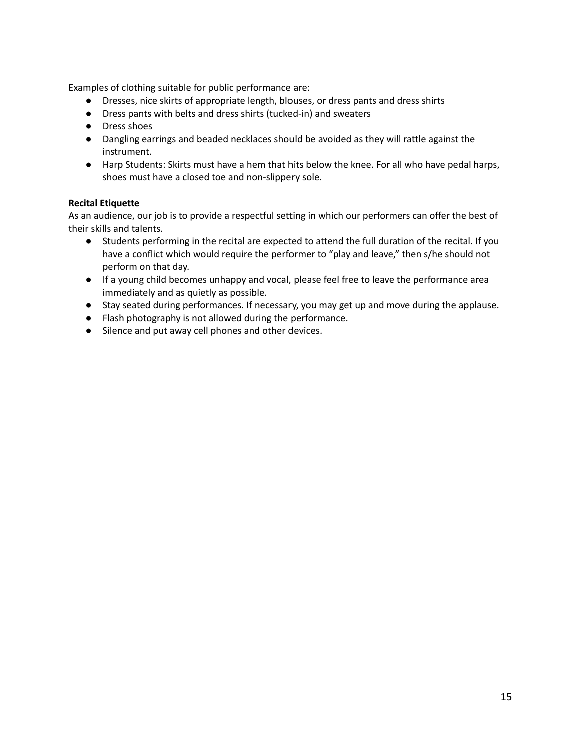Examples of clothing suitable for public performance are:

- Dresses, nice skirts of appropriate length, blouses, or dress pants and dress shirts
- Dress pants with belts and dress shirts (tucked-in) and sweaters
- Dress shoes
- Dangling earrings and beaded necklaces should be avoided as they will rattle against the instrument.
- Harp Students: Skirts must have a hem that hits below the knee. For all who have pedal harps, shoes must have a closed toe and non-slippery sole.

**Recital Etiquette**

As an audience, our job is to provide a respectful setting in which our performers can offer the best of their skills and talents.

- Students performing in the recital are expected to attend the full duration of the recital. If you have a conflict which would require the performer to "play and leave," then s/he should not perform on that day.
- If a young child becomes unhappy and vocal, please feel free to leave the performance area immediately and as quietly as possible.
- Stay seated during performances. If necessary, you may get up and move during the applause.
- Flash photography is not allowed during the performance.
- Silence and put away cell phones and other devices.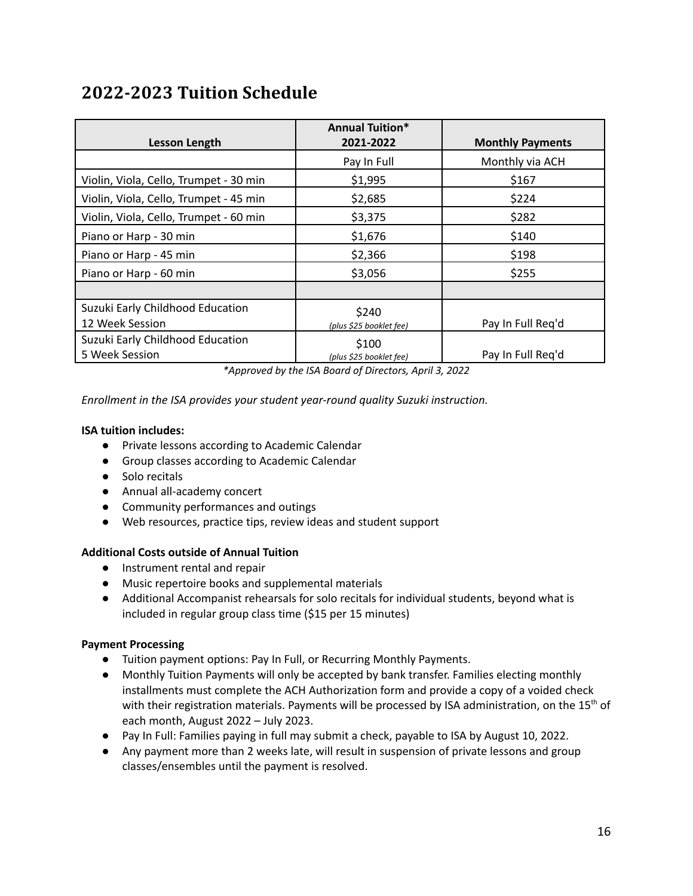## 2022-2023 Tuition Schedule

| Lesson Length | Annual Tuition* 2021-2022 | Monthly Payments |
|---|---|---|
| | Pay In Full | Monthly via ACH |
| Violin, Viola, Cello, Trumpet - 30 min | $1,995 | $167 |
| Violin, Viola, Cello, Trumpet - 45 min | $2,685 | $224 |
| Violin, Viola, Cello, Trumpet - 60 min | $3,375 | $282 |
| Piano or Harp - 30 min | $1,676 | $140 |
| Piano or Harp - 45 min | $2,366 | $198 |
| Piano or Harp - 60 min | $3,056 | $255 |
| | | |
| Suzuki Early Childhood Education 12 Week Session | $240 *(plus $25 booklet fee)* | Pay In Full Req'd |
| Suzuki Early Childhood Education 5 Week Session | $100 *(plus $25 booklet fee)* | Pay In Full Req'd |

*\*Approved by the ISA Board of Directors, April 3, 2022*

*Enrollment in the ISA provides your student year-round quality Suzuki instruction.*

**ISA tuition includes:**

- Private lessons according to Academic Calendar
- Group classes according to Academic Calendar
- Solo recitals
- Annual all-academy concert
- Community performances and outings
- Web resources, practice tips, review ideas and student support

**Additional Costs outside of Annual Tuition**

- Instrument rental and repair
- Music repertoire books and supplemental materials
- Additional Accompanist rehearsals for solo recitals for individual students, beyond what is included in regular group class time ($15 per 15 minutes)

**Payment Processing**

- Tuition payment options: Pay In Full, or Recurring Monthly Payments.
- Monthly Tuition Payments will only be accepted by bank transfer. Families electing monthly installments must complete the ACH Authorization form and provide a copy of a voided check with their registration materials. Payments will be processed by ISA administration, on the 15th of each month, August 2022 – July 2023.
- Pay In Full: Families paying in full may submit a check, payable to ISA by August 10, 2022.
- Any payment more than 2 weeks late, will result in suspension of private lessons and group classes/ensembles until the payment is resolved.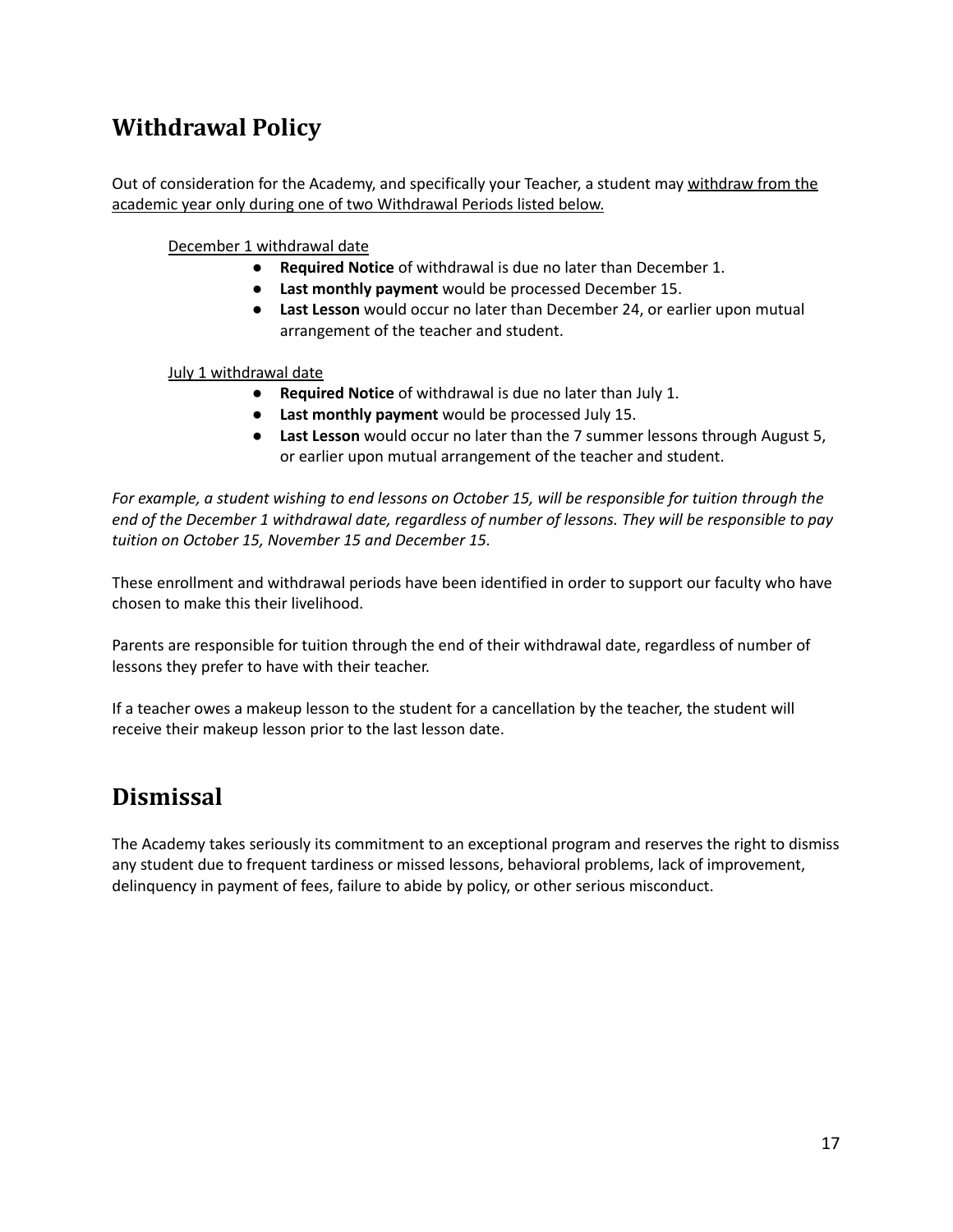## Withdrawal Policy

Out of consideration for the Academy, and specifically your Teacher, a student may withdraw from the academic year only during one of two Withdrawal Periods listed below.

December 1 withdrawal date

- **Required Notice** of withdrawal is due no later than December 1.
- **Last monthly payment** would be processed December 15.
- **Last Lesson** would occur no later than December 24, or earlier upon mutual arrangement of the teacher and student.

July 1 withdrawal date

- **Required Notice** of withdrawal is due no later than July 1.
- **Last monthly payment** would be processed July 15.
- **Last Lesson** would occur no later than the 7 summer lessons through August 5, or earlier upon mutual arrangement of the teacher and student.

*For example, a student wishing to end lessons on October 15, will be responsible for tuition through the end of the December 1 withdrawal date, regardless of number of lessons. They will be responsible to pay tuition on October 15, November 15 and December 15.*

These enrollment and withdrawal periods have been identified in order to support our faculty who have chosen to make this their livelihood.

Parents are responsible for tuition through the end of their withdrawal date, regardless of number of lessons they prefer to have with their teacher.

If a teacher owes a makeup lesson to the student for a cancellation by the teacher, the student will receive their makeup lesson prior to the last lesson date.

## Dismissal

The Academy takes seriously its commitment to an exceptional program and reserves the right to dismiss any student due to frequent tardiness or missed lessons, behavioral problems, lack of improvement, delinquency in payment of fees, failure to abide by policy, or other serious misconduct.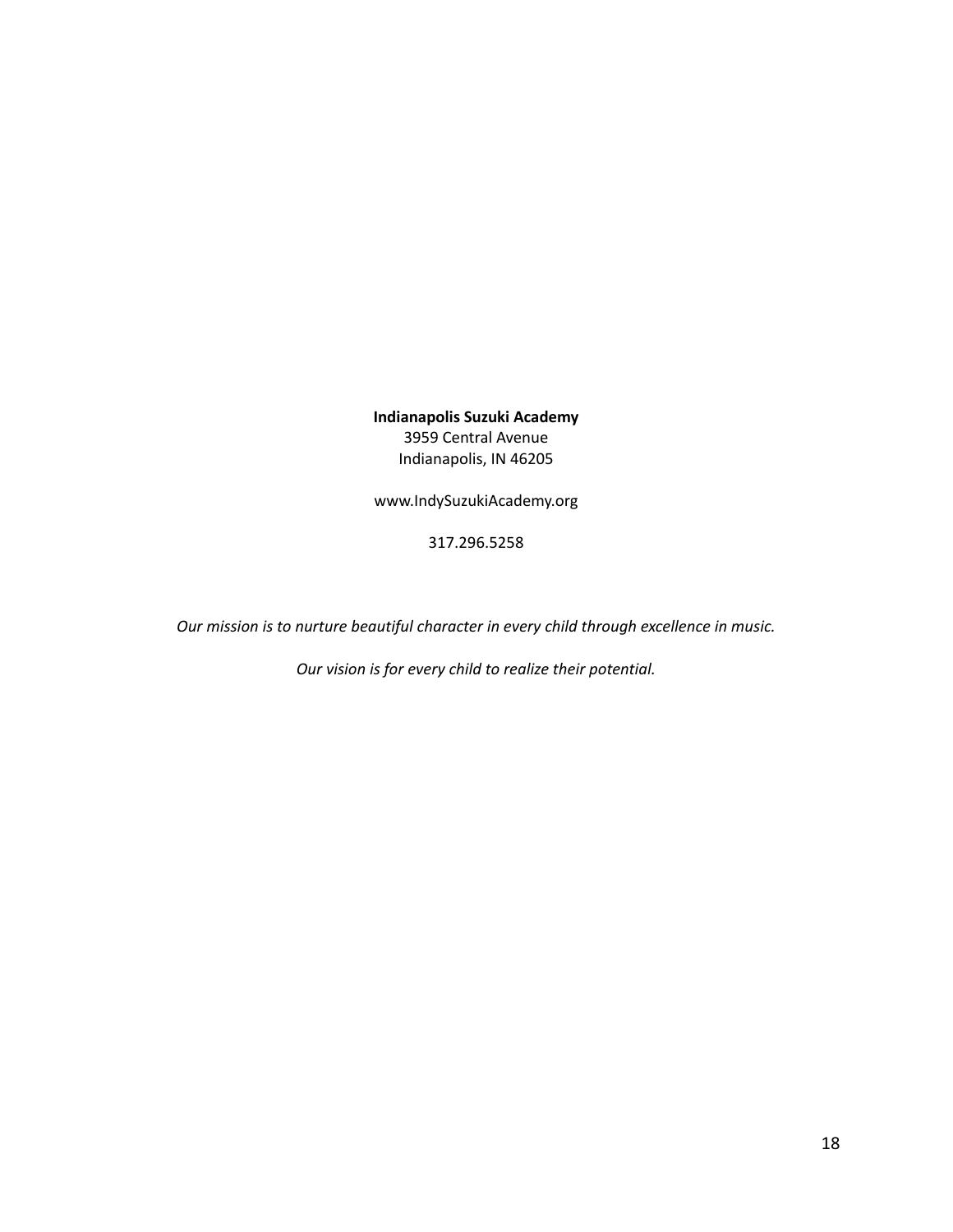**Indianapolis Suzuki Academy**
3959 Central Avenue
Indianapolis, IN 46205

www.IndySuzukiAcademy.org

317.296.5258

*Our mission is to nurture beautiful character in every child through excellence in music.*

*Our vision is for every child to realize their potential.*